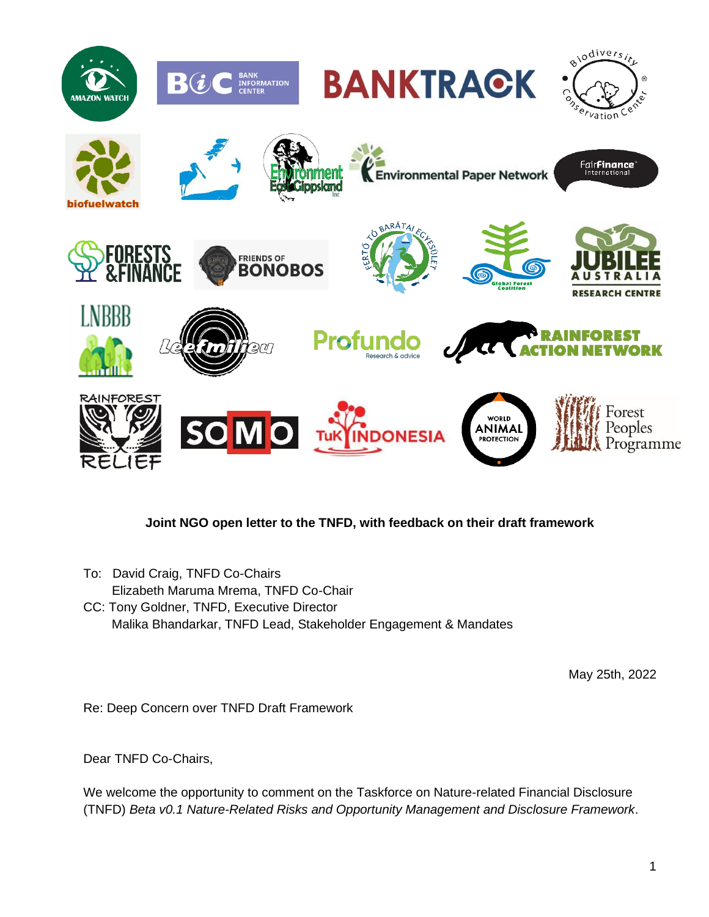**Joint NGO open letter to the TNFD, with feedback on their draft framework**

To: David Craig, TNFD Co-Chairs
Elizabeth Maruma Mrema, TNFD Co-Chair
CC: Tony Goldner, TNFD, Executive Director
Malika Bhandarkar, TNFD Lead, Stakeholder Engagement & Mandates

May 25th, 2022

Re: Deep Concern over TNFD Draft Framework

Dear TNFD Co-Chairs,

We welcome the opportunity to comment on the Taskforce on Nature-related Financial Disclosure (TNFD) *Beta v0.1 Nature-Related Risks and Opportunity Management and Disclosure Framework*.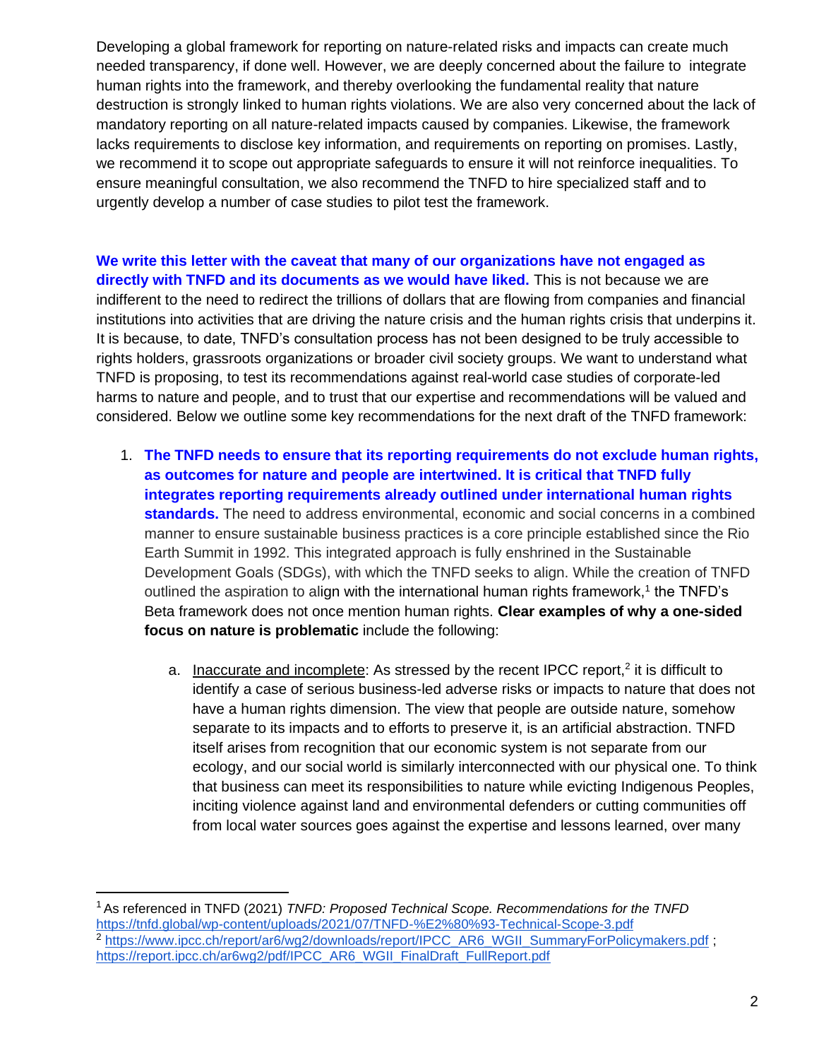Developing a global framework for reporting on nature-related risks and impacts can create much needed transparency, if done well. However, we are deeply concerned about the failure to integrate human rights into the framework, and thereby overlooking the fundamental reality that nature destruction is strongly linked to human rights violations. We are also very concerned about the lack of mandatory reporting on all nature-related impacts caused by companies. Likewise, the framework lacks requirements to disclose key information, and requirements on reporting on promises. Lastly, we recommend it to scope out appropriate safeguards to ensure it will not reinforce inequalities. To ensure meaningful consultation, we also recommend the TNFD to hire specialized staff and to urgently develop a number of case studies to pilot test the framework.

**We write this letter with the caveat that many of our organizations have not engaged as directly with TNFD and its documents as we would have liked.** This is not because we are indifferent to the need to redirect the trillions of dollars that are flowing from companies and financial institutions into activities that are driving the nature crisis and the human rights crisis that underpins it. It is because, to date, TNFD's consultation process has not been designed to be truly accessible to rights holders, grassroots organizations or broader civil society groups. We want to understand what TNFD is proposing, to test its recommendations against real-world case studies of corporate-led harms to nature and people, and to trust that our expertise and recommendations will be valued and considered. Below we outline some key recommendations for the next draft of the TNFD framework:

1. **The TNFD needs to ensure that its reporting requirements do not exclude human rights, as outcomes for nature and people are intertwined. It is critical that TNFD fully integrates reporting requirements already outlined under international human rights standards.** The need to address environmental, economic and social concerns in a combined manner to ensure sustainable business practices is a core principle established since the Rio Earth Summit in 1992. This integrated approach is fully enshrined in the Sustainable Development Goals (SDGs), with which the TNFD seeks to align. While the creation of TNFD outlined the aspiration to align with the international human rights framework,[1] the TNFD's Beta framework does not once mention human rights. **Clear examples of why a one-sided focus on nature is problematic** include the following:

    a. Inaccurate and incomplete: As stressed by the recent IPCC report,[2] it is difficult to identify a case of serious business-led adverse risks or impacts to nature that does not have a human rights dimension. The view that people are outside nature, somehow separate to its impacts and to efforts to preserve it, is an artificial abstraction. TNFD itself arises from recognition that our economic system is not separate from our ecology, and our social world is similarly interconnected with our physical one. To think that business can meet its responsibilities to nature while evicting Indigenous Peoples, inciting violence against land and environmental defenders or cutting communities off from local water sources goes against the expertise and lessons learned, over many

---

[1] As referenced in TNFD (2021) *TNFD: Proposed Technical Scope. Recommendations for the TNFD* https://tnfd.global/wp-content/uploads/2021/07/TNFD-%E2%80%93-Technical-Scope-3.pdf

[2] https://www.ipcc.ch/report/ar6/wg2/downloads/report/IPCC_AR6_WGII_SummaryForPolicymakers.pdf ; https://report.ipcc.ch/ar6wg2/pdf/IPCC_AR6_WGII_FinalDraft_FullReport.pdf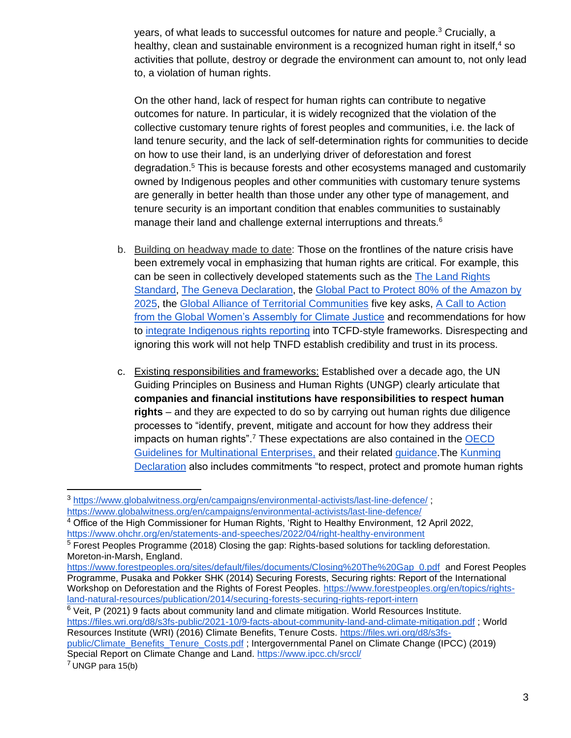years, of what leads to successful outcomes for nature and people.[3] Crucially, a healthy, clean and sustainable environment is a recognized human right in itself,[4] so activities that pollute, destroy or degrade the environment can amount to, not only lead to, a violation of human rights.

On the other hand, lack of respect for human rights can contribute to negative outcomes for nature. In particular, it is widely recognized that the violation of the collective customary tenure rights of forest peoples and communities, i.e. the lack of land tenure security, and the lack of self-determination rights for communities to decide on how to use their land, is an underlying driver of deforestation and forest degradation.[5] This is because forests and other ecosystems managed and customarily owned by Indigenous peoples and other communities with customary tenure systems are generally in better health than those under any other type of management, and tenure security is an important condition that enables communities to sustainably manage their land and challenge external interruptions and threats.[6]

b. Building on headway made to date: Those on the frontlines of the nature crisis have been extremely vocal in emphasizing that human rights are critical. For example, this can be seen in collectively developed statements such as the The Land Rights Standard, The Geneva Declaration, the Global Pact to Protect 80% of the Amazon by 2025, the Global Alliance of Territorial Communities five key asks, A Call to Action from the Global Women's Assembly for Climate Justice and recommendations for how to integrate Indigenous rights reporting into TCFD-style frameworks. Disrespecting and ignoring this work will not help TNFD establish credibility and trust in its process.

c. Existing responsibilities and frameworks: Established over a decade ago, the UN Guiding Principles on Business and Human Rights (UNGP) clearly articulate that **companies and financial institutions have responsibilities to respect human rights** – and they are expected to do so by carrying out human rights due diligence processes to "identify, prevent, mitigate and account for how they address their impacts on human rights".[7] These expectations are also contained in the OECD Guidelines for Multinational Enterprises, and their related guidance.The Kunming Declaration also includes commitments "to respect, protect and promote human rights

---

[3] https://www.globalwitness.org/en/campaigns/environmental-activists/last-line-defence/ ; https://www.globalwitness.org/en/campaigns/environmental-activists/last-line-defence/

[4] Office of the High Commissioner for Human Rights, 'Right to Healthy Environment, 12 April 2022, https://www.ohchr.org/en/statements-and-speeches/2022/04/right-healthy-environment

[5] Forest Peoples Programme (2018) Closing the gap: Rights-based solutions for tackling deforestation. Moreton-in-Marsh, England. https://www.forestpeoples.org/sites/default/files/documents/Closing%20The%20Gap_0.pdf and Forest Peoples Programme, Pusaka and Pokker SHK (2014) Securing Forests, Securing rights: Report of the International Workshop on Deforestation and the Rights of Forest Peoples. https://www.forestpeoples.org/en/topics/rights-land-natural-resources/publication/2014/securing-forests-securing-rights-report-intern

[6] Veit, P (2021) 9 facts about community land and climate mitigation. World Resources Institute. https://files.wri.org/d8/s3fs-public/2021-10/9-facts-about-community-land-and-climate-mitigation.pdf ; World Resources Institute (WRI) (2016) Climate Benefits, Tenure Costs. https://files.wri.org/d8/s3fs-public/Climate_Benefits_Tenure_Costs.pdf ; Intergovernmental Panel on Climate Change (IPCC) (2019) Special Report on Climate Change and Land. https://www.ipcc.ch/srccl/

[7] UNGP para 15(b)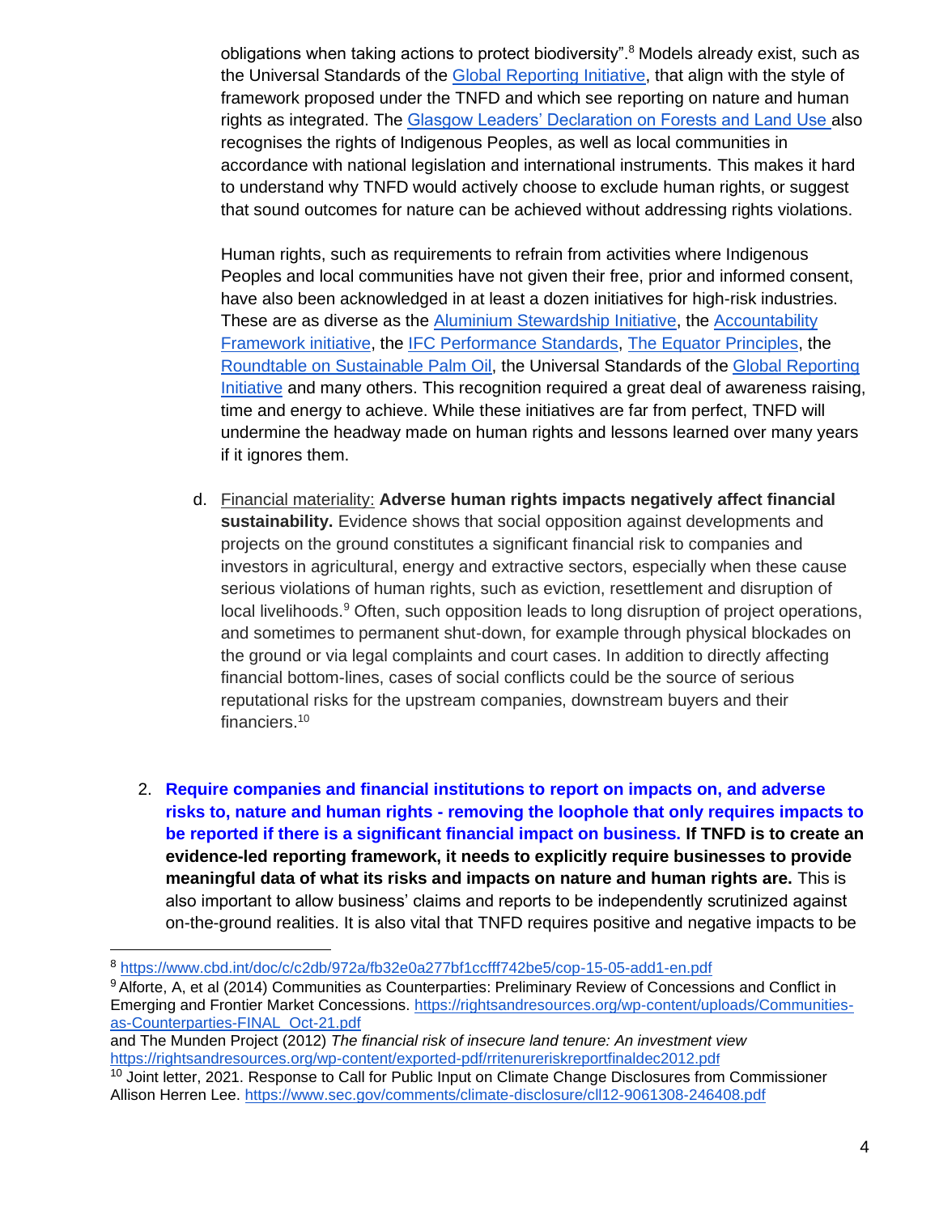obligations when taking actions to protect biodiversity".[8] Models already exist, such as the Universal Standards of the Global Reporting Initiative, that align with the style of framework proposed under the TNFD and which see reporting on nature and human rights as integrated. The Glasgow Leaders' Declaration on Forests and Land Use also recognises the rights of Indigenous Peoples, as well as local communities in accordance with national legislation and international instruments. This makes it hard to understand why TNFD would actively choose to exclude human rights, or suggest that sound outcomes for nature can be achieved without addressing rights violations.

Human rights, such as requirements to refrain from activities where Indigenous Peoples and local communities have not given their free, prior and informed consent, have also been acknowledged in at least a dozen initiatives for high-risk industries. These are as diverse as the Aluminium Stewardship Initiative, the Accountability Framework initiative, the IFC Performance Standards, The Equator Principles, the Roundtable on Sustainable Palm Oil, the Universal Standards of the Global Reporting Initiative and many others. This recognition required a great deal of awareness raising, time and energy to achieve. While these initiatives are far from perfect, TNFD will undermine the headway made on human rights and lessons learned over many years if it ignores them.

d. Financial materiality: **Adverse human rights impacts negatively affect financial sustainability.** Evidence shows that social opposition against developments and projects on the ground constitutes a significant financial risk to companies and investors in agricultural, energy and extractive sectors, especially when these cause serious violations of human rights, such as eviction, resettlement and disruption of local livelihoods.[9] Often, such opposition leads to long disruption of project operations, and sometimes to permanent shut-down, for example through physical blockades on the ground or via legal complaints and court cases. In addition to directly affecting financial bottom-lines, cases of social conflicts could be the source of serious reputational risks for the upstream companies, downstream buyers and their financiers.[10]

2. **Require companies and financial institutions to report on impacts on, and adverse risks to, nature and human rights - removing the loophole that only requires impacts to be reported if there is a significant financial impact on business. If TNFD is to create an evidence-led reporting framework, it needs to explicitly require businesses to provide meaningful data of what its risks and impacts on nature and human rights are.** This is also important to allow business' claims and reports to be independently scrutinized against on-the-ground realities. It is also vital that TNFD requires positive and negative impacts to be

---

[8] https://www.cbd.int/doc/c/c2db/972a/fb32e0a277bf1ccfff742be5/cop-15-05-add1-en.pdf

[9] Alforte, A, et al (2014) Communities as Counterparties: Preliminary Review of Concessions and Conflict in Emerging and Frontier Market Concessions. https://rightsandresources.org/wp-content/uploads/Communities-as-Counterparties-FINAL_Oct-21.pdf
and The Munden Project (2012) *The financial risk of insecure land tenure: An investment view* https://rightsandresources.org/wp-content/exported-pdf/rritenureriskreportfinaldec2012.pdf

[10] Joint letter, 2021. Response to Call for Public Input on Climate Change Disclosures from Commissioner Allison Herren Lee. https://www.sec.gov/comments/climate-disclosure/cll12-9061308-246408.pdf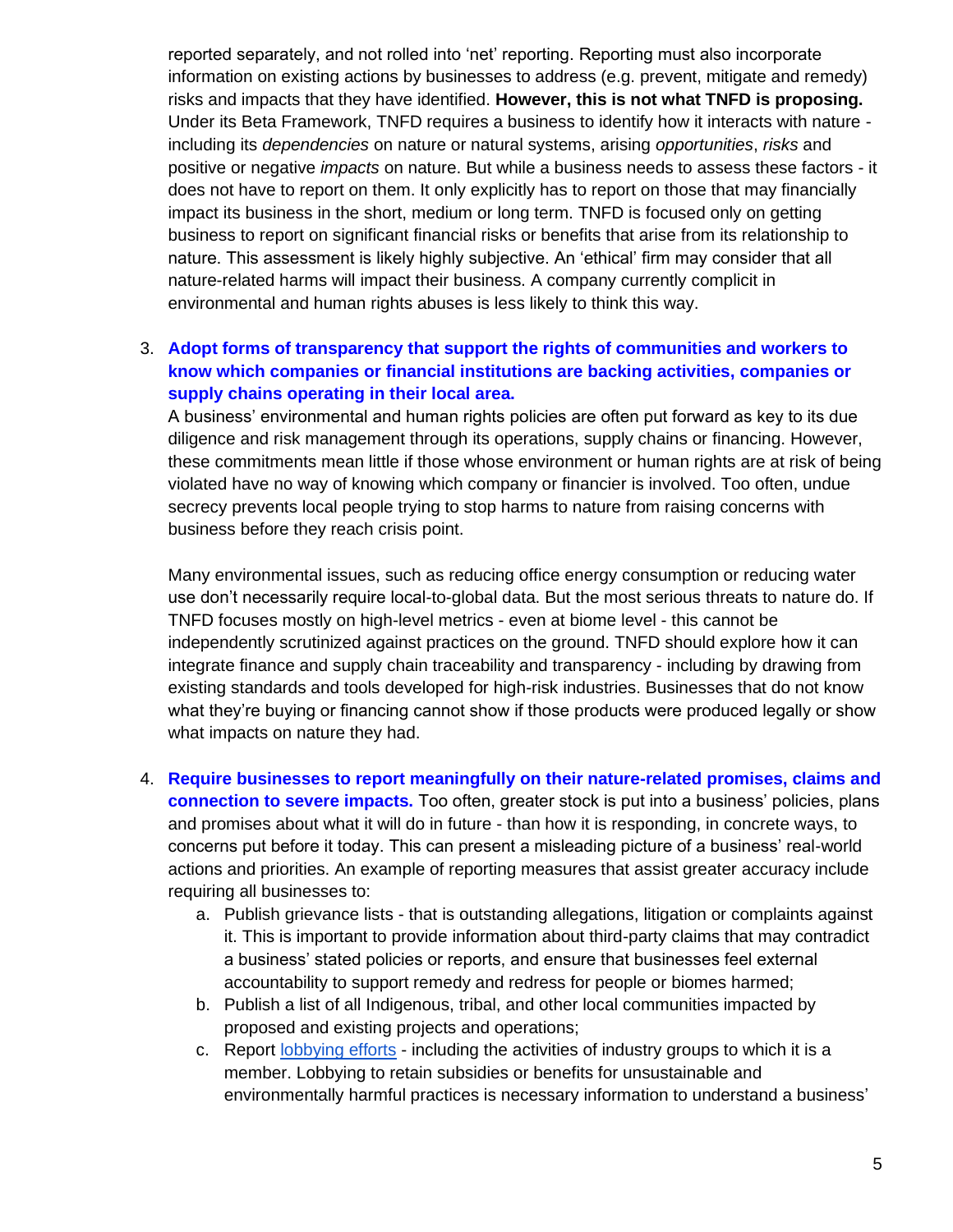reported separately, and not rolled into 'net' reporting. Reporting must also incorporate information on existing actions by businesses to address (e.g. prevent, mitigate and remedy) risks and impacts that they have identified. **However, this is not what TNFD is proposing.** Under its Beta Framework, TNFD requires a business to identify how it interacts with nature - including its *dependencies* on nature or natural systems, arising *opportunities*, *risks* and positive or negative *impacts* on nature. But while a business needs to assess these factors - it does not have to report on them. It only explicitly has to report on those that may financially impact its business in the short, medium or long term. TNFD is focused only on getting business to report on significant financial risks or benefits that arise from its relationship to nature. This assessment is likely highly subjective. An 'ethical' firm may consider that all nature-related harms will impact their business. A company currently complicit in environmental and human rights abuses is less likely to think this way.

3. **Adopt forms of transparency that support the rights of communities and workers to know which companies or financial institutions are backing activities, companies or supply chains operating in their local area.**

   A business' environmental and human rights policies are often put forward as key to its due diligence and risk management through its operations, supply chains or financing. However, these commitments mean little if those whose environment or human rights are at risk of being violated have no way of knowing which company or financier is involved. Too often, undue secrecy prevents local people trying to stop harms to nature from raising concerns with business before they reach crisis point.

   Many environmental issues, such as reducing office energy consumption or reducing water use don't necessarily require local-to-global data. But the most serious threats to nature do. If TNFD focuses mostly on high-level metrics - even at biome level - this cannot be independently scrutinized against practices on the ground. TNFD should explore how it can integrate finance and supply chain traceability and transparency - including by drawing from existing standards and tools developed for high-risk industries. Businesses that do not know what they're buying or financing cannot show if those products were produced legally or show what impacts on nature they had.

4. **Require businesses to report meaningfully on their nature-related promises, claims and connection to severe impacts.** Too often, greater stock is put into a business' policies, plans and promises about what it will do in future - than how it is responding, in concrete ways, to concerns put before it today. This can present a misleading picture of a business' real-world actions and priorities. An example of reporting measures that assist greater accuracy include requiring all businesses to:
   a. Publish grievance lists - that is outstanding allegations, litigation or complaints against it. This is important to provide information about third-party claims that may contradict a business' stated policies or reports, and ensure that businesses feel external accountability to support remedy and redress for people or biomes harmed;
   b. Publish a list of all Indigenous, tribal, and other local communities impacted by proposed and existing projects and operations;
   c. Report lobbying efforts - including the activities of industry groups to which it is a member. Lobbying to retain subsidies or benefits for unsustainable and environmentally harmful practices is necessary information to understand a business'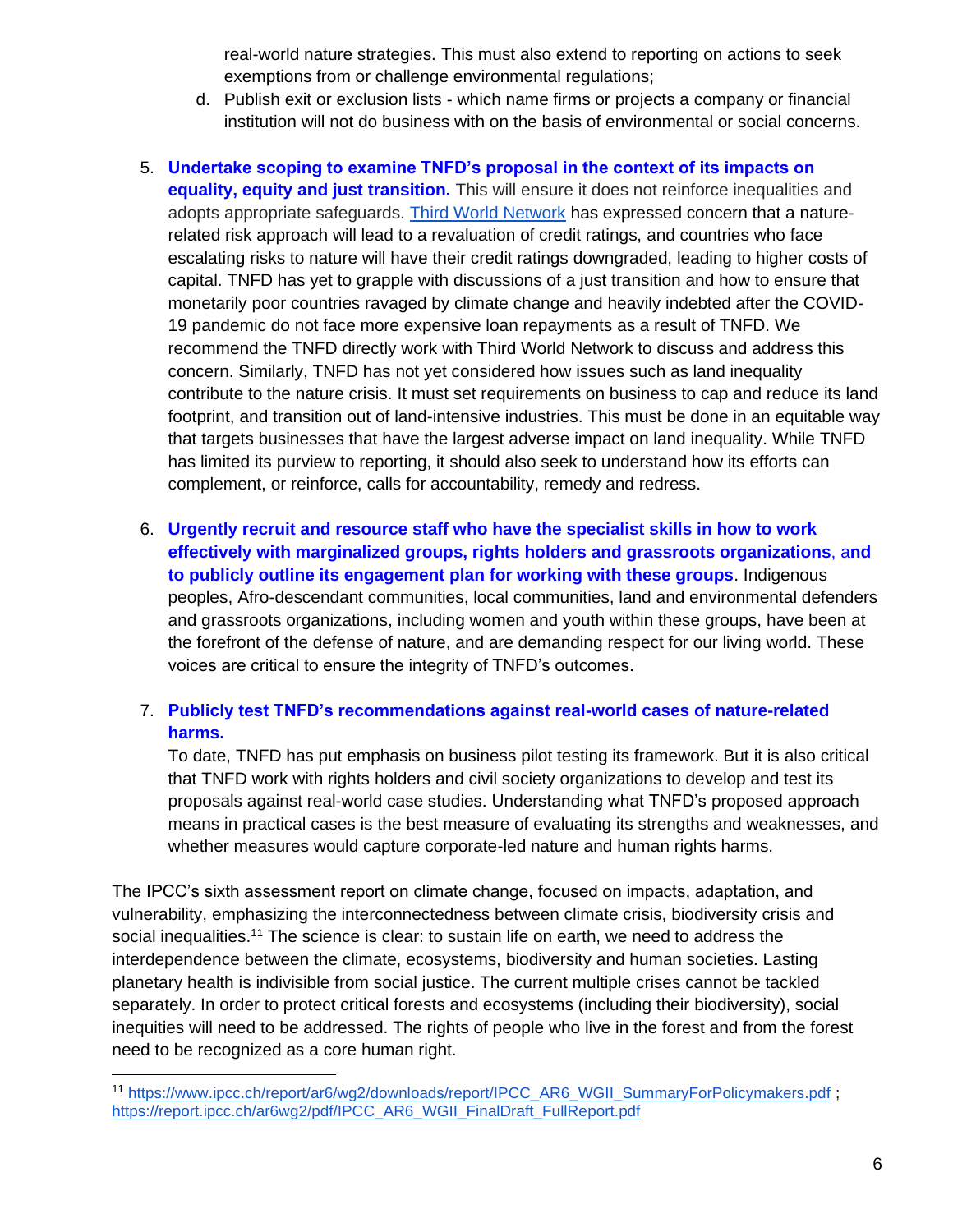real-world nature strategies. This must also extend to reporting on actions to seek exemptions from or challenge environmental regulations;

d. Publish exit or exclusion lists - which name firms or projects a company or financial institution will not do business with on the basis of environmental or social concerns.

5. **Undertake scoping to examine TNFD's proposal in the context of its impacts on equality, equity and just transition.** This will ensure it does not reinforce inequalities and adopts appropriate safeguards. [Third World Network](#) has expressed concern that a nature-related risk approach will lead to a revaluation of credit ratings, and countries who face escalating risks to nature will have their credit ratings downgraded, leading to higher costs of capital. TNFD has yet to grapple with discussions of a just transition and how to ensure that monetarily poor countries ravaged by climate change and heavily indebted after the COVID-19 pandemic do not face more expensive loan repayments as a result of TNFD. We recommend the TNFD directly work with Third World Network to discuss and address this concern. Similarly, TNFD has not yet considered how issues such as land inequality contribute to the nature crisis. It must set requirements on business to cap and reduce its land footprint, and transition out of land-intensive industries. This must be done in an equitable way that targets businesses that have the largest adverse impact on land inequality. While TNFD has limited its purview to reporting, it should also seek to understand how its efforts can complement, or reinforce, calls for accountability, remedy and redress.

6. **Urgently recruit and resource staff who have the specialist skills in how to work effectively with marginalized groups, rights holders and grassroots organizations, and to publicly outline its engagement plan for working with these groups**. Indigenous peoples, Afro-descendant communities, local communities, land and environmental defenders and grassroots organizations, including women and youth within these groups, have been at the forefront of the defense of nature, and are demanding respect for our living world. These voices are critical to ensure the integrity of TNFD's outcomes.

7. **Publicly test TNFD's recommendations against real-world cases of nature-related harms.**
   To date, TNFD has put emphasis on business pilot testing its framework. But it is also critical that TNFD work with rights holders and civil society organizations to develop and test its proposals against real-world case studies. Understanding what TNFD's proposed approach means in practical cases is the best measure of evaluating its strengths and weaknesses, and whether measures would capture corporate-led nature and human rights harms.

The IPCC's sixth assessment report on climate change, focused on impacts, adaptation, and vulnerability, emphasizing the interconnectedness between climate crisis, biodiversity crisis and social inequalities.[11] The science is clear: to sustain life on earth, we need to address the interdependence between the climate, ecosystems, biodiversity and human societies. Lasting planetary health is indivisible from social justice. The current multiple crises cannot be tackled separately. In order to protect critical forests and ecosystems (including their biodiversity), social inequities will need to be addressed. The rights of people who live in the forest and from the forest need to be recognized as a core human right.

---

[11] https://www.ipcc.ch/report/ar6/wg2/downloads/report/IPCC_AR6_WGII_SummaryForPolicymakers.pdf ; https://report.ipcc.ch/ar6wg2/pdf/IPCC_AR6_WGII_FinalDraft_FullReport.pdf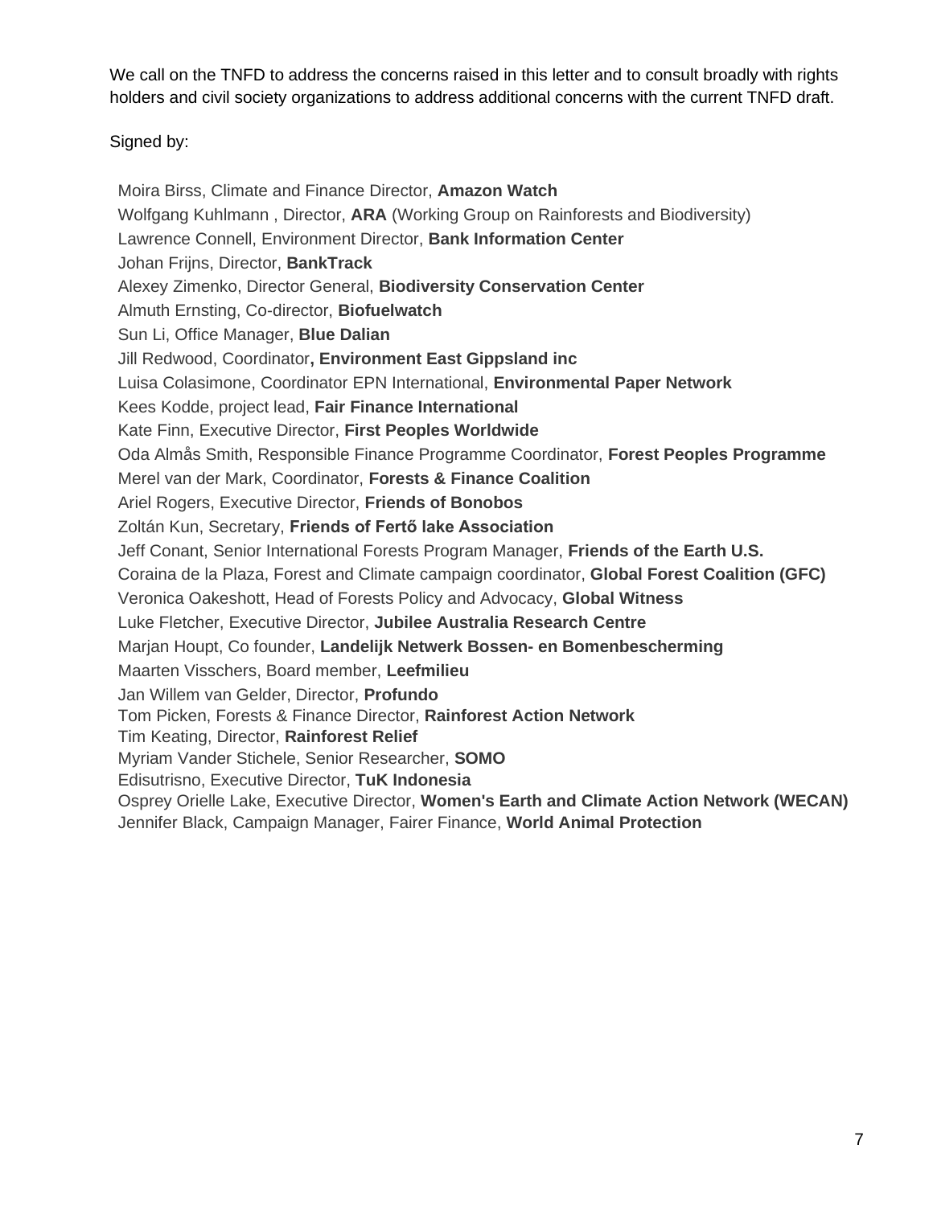We call on the TNFD to address the concerns raised in this letter and to consult broadly with rights holders and civil society organizations to address additional concerns with the current TNFD draft.

Signed by:

Moira Birss, Climate and Finance Director, **Amazon Watch**
Wolfgang Kuhlmann , Director, **ARA** (Working Group on Rainforests and Biodiversity)
Lawrence Connell, Environment Director, **Bank Information Center**
Johan Frijns, Director, **BankTrack**
Alexey Zimenko, Director General, **Biodiversity Conservation Center**
Almuth Ernsting, Co-director, **Biofuelwatch**
Sun Li, Office Manager, **Blue Dalian**
Jill Redwood, Coordinator**, Environment East Gippsland inc**
Luisa Colasimone, Coordinator EPN International, **Environmental Paper Network**
Kees Kodde, project lead, **Fair Finance International**
Kate Finn, Executive Director, **First Peoples Worldwide**
Oda Almås Smith, Responsible Finance Programme Coordinator, **Forest Peoples Programme**
Merel van der Mark, Coordinator, **Forests & Finance Coalition**
Ariel Rogers, Executive Director, **Friends of Bonobos**
Zoltán Kun, Secretary, **Friends of Fertő lake Association**
Jeff Conant, Senior International Forests Program Manager, **Friends of the Earth U.S.**
Coraina de la Plaza, Forest and Climate campaign coordinator, **Global Forest Coalition (GFC)**
Veronica Oakeshott, Head of Forests Policy and Advocacy, **Global Witness**
Luke Fletcher, Executive Director, **Jubilee Australia Research Centre**
Marjan Houpt, Co founder, **Landelijk Netwerk Bossen- en Bomenbescherming**
Maarten Visschers, Board member, **Leefmilieu**
Jan Willem van Gelder, Director, **Profundo**
Tom Picken, Forests & Finance Director, **Rainforest Action Network**
Tim Keating, Director, **Rainforest Relief**
Myriam Vander Stichele, Senior Researcher, **SOMO**
Edisutrisno, Executive Director, **TuK Indonesia**
Osprey Orielle Lake, Executive Director, **Women's Earth and Climate Action Network (WECAN)**
Jennifer Black, Campaign Manager, Fairer Finance, **World Animal Protection**